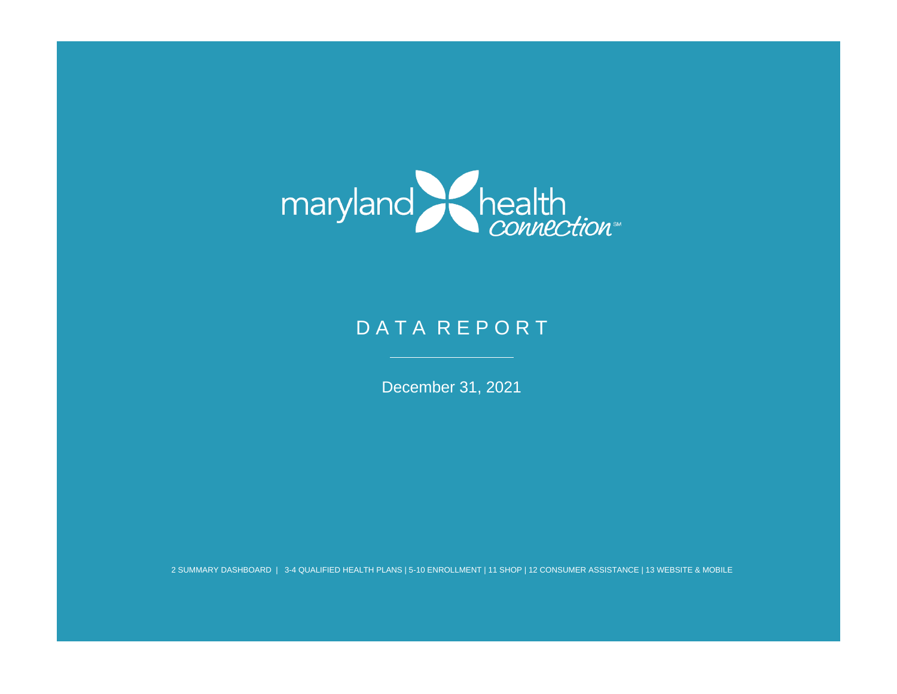maryland health connection℠

# DATA REPORT

December 31, 2021

2 SUMMARY DASHBOARD | 3-4 QUALIFIED HEALTH PLANS | 5-10 ENROLLMENT | 11 SHOP | 12 CONSUMER ASSISTANCE | 13 WEBSITE & MOBILE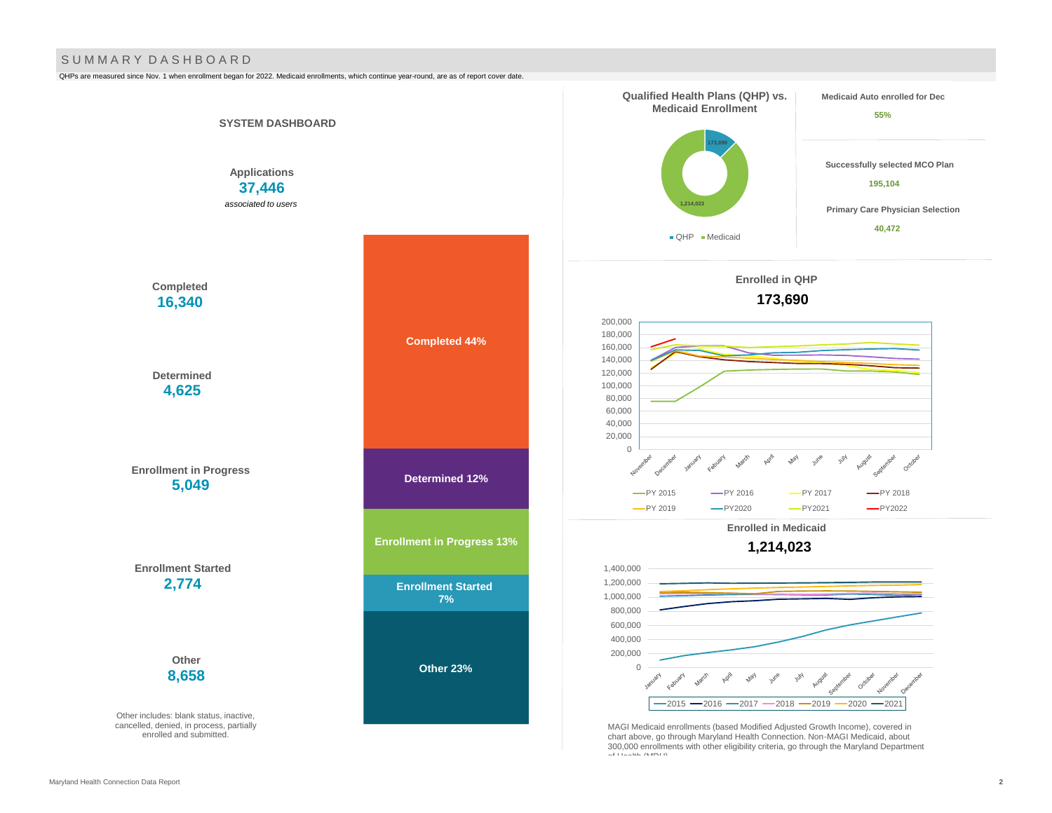# SUMMARY DASHBOARD

QHPs are measured since Nov. 1 when enrollment began for 2022. Medicaid enrollments, which continue year-round, are as of report cover date.

## SYSTEM DASHBOARD

**Applications**
**37,446**
*associated to users*

**Completed**
**16,340**

**Determined**
**4,625**

**Enrollment in Progress**
**5,049**

**Enrollment Started**
**2,774**

**Other**
**8,658**

Other includes: blank status, inactive, cancelled, denied, in process, partially enrolled and submitted.

Completed 44%

Determined 12%

Enrollment in Progress 13%

Enrollment Started 7%

Other 23%

### Qualified Health Plans (QHP) vs. Medicaid Enrollment

- QHP: 173,690
- Medicaid: 1,214,023

**Medicaid Auto enrolled for Dec**
55%

**Successfully selected MCO Plan**
195,104

**Primary Care Physician Selection**
40,472

### Enrolled in QHP

**173,690**

Legend: PY 2015, PY 2016, PY 2017, PY 2018, PY 2019, PY2020, PY2021, PY2022

### Enrolled in Medicaid

**1,214,023**

Legend: 2015, 2016, 2017, 2018, 2019, 2020, 2021

MAGI Medicaid enrollments (based Modified Adjusted Growth Income), covered in chart above, go through Maryland Health Connection. Non-MAGI Medicaid, about 300,000 enrollments with other eligibility criteria, go through the Maryland Department of Health (MDH).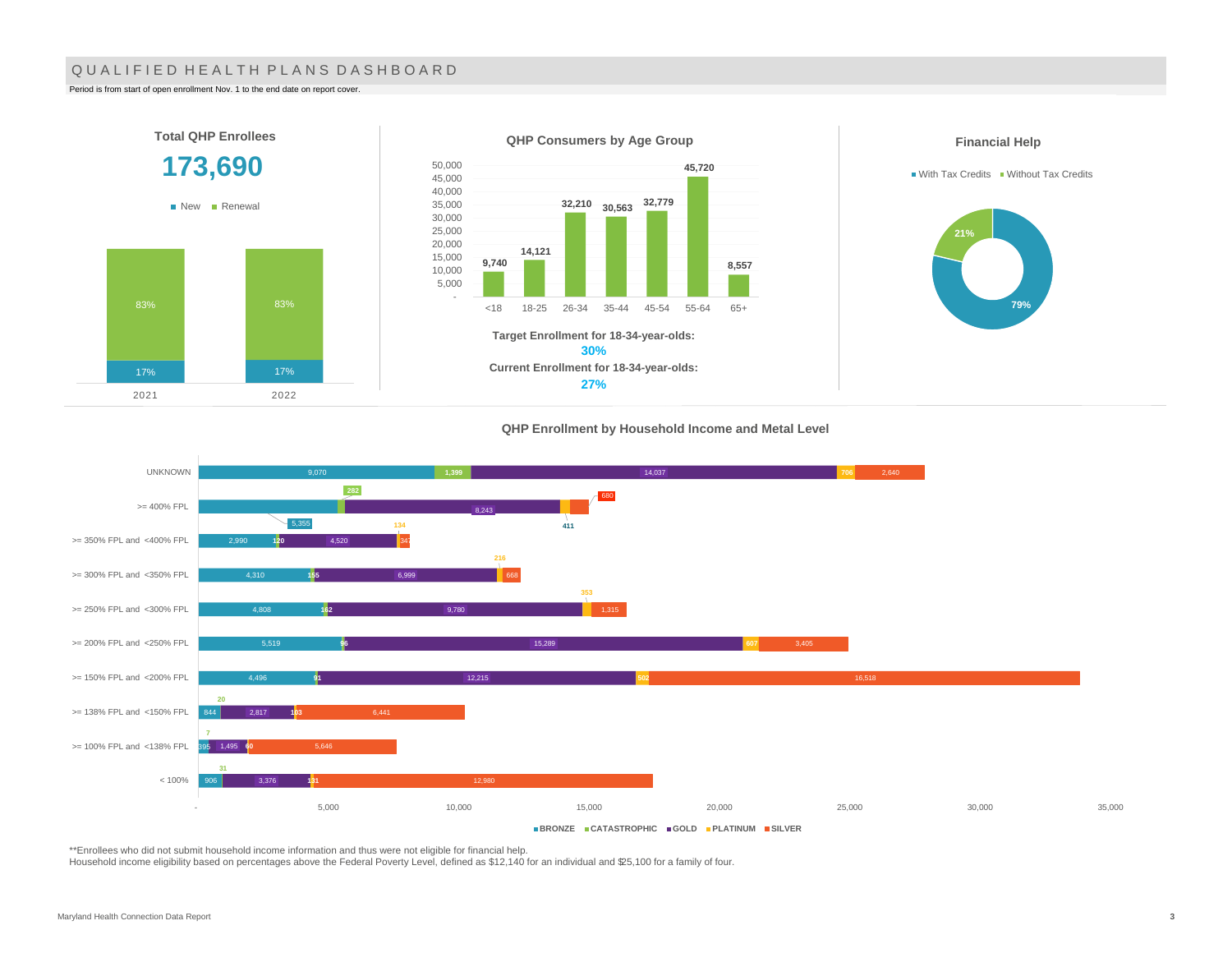# QUALIFIED HEALTH PLANS DASHBOARD

Period is from start of open enrollment Nov. 1 to the end date on report cover.

## Total QHP Enrollees

**173,690**

| Year | New | Renewal |
|---|---|---|
| 2021 | 17% | 83% |
| 2022 | 17% | 83% |

## QHP Consumers by Age Group

| Age Group | Consumers |
|---|---|
| <18 | 9,740 |
| 18-25 | 14,121 |
| 26-34 | 32,210 |
| 35-44 | 30,563 |
| 45-54 | 32,779 |
| 55-64 | 45,720 |
| 65+ | 8,557 |

**Target Enrollment for 18-34-year-olds:**
**30%**
**Current Enrollment for 18-34-year-olds:**
**27%**

## Financial Help

| With Tax Credits | Without Tax Credits |
|---|---|
| 79% | 21% |

## QHP Enrollment by Household Income and Metal Level

| Household Income | BRONZE | CATASTROPHIC | GOLD | PLATINUM | SILVER |
|---|---|---|---|---|---|
| UNKNOWN | 9,070 | 1,399 | 14,037 | 706 | 2,640 |
| >= 400% FPL | 5,355 | 282 | 8,243 | 411 | 680 |
| >= 350% FPL and <400% FPL | 2,990 | 120 | 4,520 | 134 | 347 |
| >= 300% FPL and <350% FPL | 4,310 | 155 | 6,999 | 216 | 668 |
| >= 250% FPL and <300% FPL | 4,808 | 162 | 9,780 | 353 | 1,315 |
| >= 200% FPL and <250% FPL | 5,519 | 96 | 15,289 | 607 | 3,405 |
| >= 150% FPL and <200% FPL | 4,496 | 91 | 12,215 | 502 | 16,518 |
| >= 138% FPL and <150% FPL | 844 | 20 | 2,817 | 103 | 6,441 |
| >= 100% FPL and <138% FPL | 395 | 7 | 1,495 | 60 | 5,646 |
| < 100% | 906 | 31 | 3,376 | 131 | 12,980 |

**Enrollees who did not submit household income information and thus were not eligible for financial help.
Household income eligibility based on percentages above the Federal Poverty Level, defined as $12,140 for an individual and $25,100 for a family of four.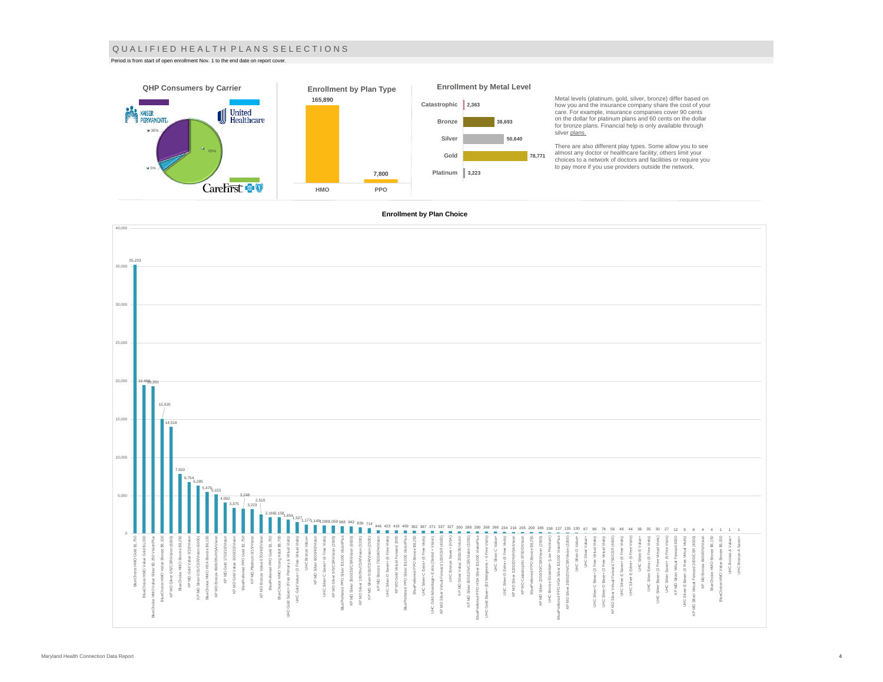# QUALIFIED HEALTH PLANS SELECTIONS

Period is from start of open enrollment Nov. 1 to the end date on report cover.

## QHP Consumers by Carrier

| Carrier | Share |
| --- | --- |
| Kaiser Permanente | 30% |
| United Healthcare | 5% |
| CareFirst | 65% |

## Enrollment by Plan Type

| Plan Type | Enrollment |
| --- | --- |
| HMO | 165,890 |
| PPO | 7,800 |

## Enrollment by Metal Level

| Metal Level | Enrollment |
| --- | --- |
| Catastrophic | 2,363 |
| Bronze | 38,693 |
| Silver | 50,640 |
| Gold | 78,771 |
| Platinum | 3,223 |

Metal levels (platinum, gold, silver, bronze) differ based on how you and the insurance company share the cost of your care. For example, insurance companies cover 90 cents on the dollar for platinum plans and 60 cents on the dollar for bronze plans. Financial help is only available through silver plans.

There are also different play types. Some allow you to see almost any doctor or healthcare facility; others limit your choices to a network of doctors and facilities or require you to pay more if you use providers outside the network.

## Enrollment by Plan Choice

| Plan | Enrollment |
| --- | --- |
| BlueChoice HMO Gold $1,750 | 35,233 |
| BlueChoice HMO Value Gold $1,000 | 19,464 |
| BlueChoice HMO Value Silver $2,250 VisionPlus | 19,301 |
| BlueChoice HMO Value Bronze $6,100 | 15,020 |
| KP MD Silver 0/0/CSR/Vision (6000) | 14,018 |
| BlueChoice HMO Bronze $8,250 | 7,820 |
| KP MD Gold Value 0/700/Vision | 6,754 |
| KP MD Silver 0/25/CSR/Vision (6000) | 6,285 |
| BlueChoice HMO HSA Bronze $6,150 | 5,479 |
| KP MD Bronze 6900/0%/HSA/Vision | 5,153 |
| KP MD Gold 1750/20/Vision | 4,092 |
| KP MD Gold Value 1000/20/Vision | 3,375 |
| BluePreferred PPO Gold $1,750 | 3,223 |
| KP MD Platinum 0/10/Vision | 3,248 |
| KP MD Bronze Value 6700/40/Vision | 2,510 |
| BluePreferred PPO Gold $1,750 | 2,166 |
| BlueChoice HMO Young Adult $8,700 | 2,158 |
| UHC Gold Saver+ (Free Primary & Virtual Visits) | 1,854 |
| UHC Gold Value+ (3 Free Virtual Visits) | 1,527 |
| UHC Bronze Value+ | 1,177 |
| KP MD Silver 600/40/Vision | 1,149 |
| UHC Silver-C Saver+ (6 Free Visits) | 1,090 |
| KP MD Silver 0/0/CSR/Vision (2900) | 1,059 |
| BluePreferred PPO Silver $3,000 VisionPlus | 968 |
| KP MD Silver 3500/35/CSR/Vision (6000) | 942 |
| KP MD Silver 100/35/CSR/Vision (3200) | 830 |
| KP MD Silver 0/30/CSR/Vision (2500) | 714 |
| KP MD Bronze 7500/40%/Vision | 446 |
| UHC Silver-D Saver+ (6 Free Visits) | 423 |
| KP MD Gold Virtual Forward 2000 | 419 |
| BluePreferred PPO Silver $3,000 VisionPlus | 409 |
| BluePreferred PPO Bronze $8,250 | 392 |
| UHC Silver-C Extra+ (6 Free Visits) | 387 |
| UHC Gold Advantage+ Extra (Dental + Vision) | 371 |
| KP MD Silver Virtual Forward 100/CSR (4000) | 337 |
| UHC Bronze Saver+ (HSA) | 327 |
| KP MD Silver Value 2500/35/Vision | 300 |
| KP MD Silver 600/10%/CSR/Vision (3200) | 288 |
| BluePreferred PPO HSA Silver $3,000 VisionPlus | 280 |
| UHC Gold Base+ ($3 Walgreens + 6 Free Visits) | 268 |
| UHC Silver-C Value+ | 266 |
| UHC Silver-D Extra+ (6 Free Visits) | 234 |
| KP MD Silver 3300/20%/HSA/Vision | 216 |
| KP MD Catastrophic 8700/0/Vision | 205 |
| BluePreferred PPO Bronze $8,250 | 200 |
| KP MD Silver 2200/30/CSR/Vision (2900) | 186 |
| UHC Bronze Essential+ (Low Premium) | 158 |
| BluePreferred PPO HSA Silver $3,000 VisionPlus | 137 |
| KP MD Silver 2000/20%/CSR/Vision (3200) | 135 |
| UHC Silver-D Value+ | 130 |
| UHC Silver Value+ | 87 |
| UHC Silver-C Base+ (3 Free Virtual Visits) | 86 |
| UHC Silver-D Base+ (3 Free Virtual Visits) | 78 |
| KP MD Silver Virtual Forward 750/CSR (4000) | 56 |
| UHC Silver-E Saver+ (6 Free Visits) | 48 |
| UHC Silver-E Extra+ (6 Free Visits) | 44 |
| UHC Silver-E Value+ | 36 |
| UHC Silver Extra+ (6 Free Visits) | 35 |
| UHC Silver Base+ (3 Free Virtual Visits) | 30 |
| UHC Silver Saver+ (6 Free Visits) | 27 |
| KP MD Silver Virtual Forward 4000 | 12 |
| UHC Silver-E Base+ (3 Free Virtual Visits) | 9 |
| KP MD Silver Virtual Forward 2000/CSR (4000) | 8 |
| KP MD Bronze 6900/0%/Vision | 4 |
| BlueChoice HMO Bronze $6,150 | 4 |
| BlueChoice HMO Value Bronze $6,000 | 1 |
| UHC Bronze-A Value+ | 1 |
| UHC Bronze-A Saver+ | 1 |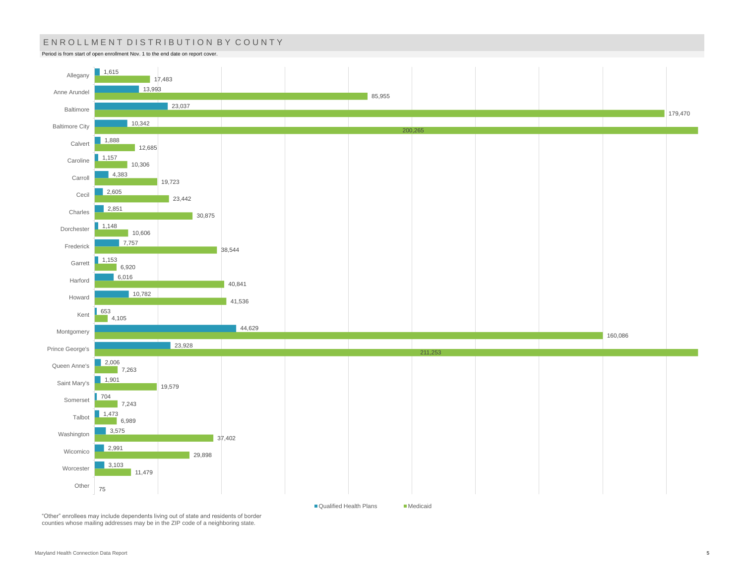# ENROLLMENT DISTRIBUTION BY COUNTY

Period is from start of open enrollment Nov. 1 to the end date on report cover.

| County | Qualified Health Plans | Medicaid |
|---|---|---|
| Allegany | 1,615 | 17,483 |
| Anne Arundel | 13,993 | 85,955 |
| Baltimore | 23,037 | 179,470 |
| Baltimore City | 10,342 | 200,265 |
| Calvert | 1,888 | 12,685 |
| Caroline | 1,157 | 10,306 |
| Carroll | 4,383 | 19,723 |
| Cecil | 2,605 | 23,442 |
| Charles | 2,851 | 30,875 |
| Dorchester | 1,148 | 10,606 |
| Frederick | 7,757 | 38,544 |
| Garrett | 1,153 | 6,920 |
| Harford | 6,016 | 40,841 |
| Howard | 10,782 | 41,536 |
| Kent | 653 | 4,105 |
| Montgomery | 44,629 | 160,086 |
| Prince George's | 23,928 | 211,253 |
| Queen Anne's | 2,006 | 7,263 |
| Saint Mary's | 1,901 | 19,579 |
| Somerset | 704 | 7,243 |
| Talbot | 1,473 | 6,989 |
| Washington | 3,575 | 37,402 |
| Wicomico | 2,991 | 29,898 |
| Worcester | 3,103 | 11,479 |
| Other | 75 | |

"Other" enrollees may include dependents living out of state and residents of border counties whose mailing addresses may be in the ZIP code of a neighboring state.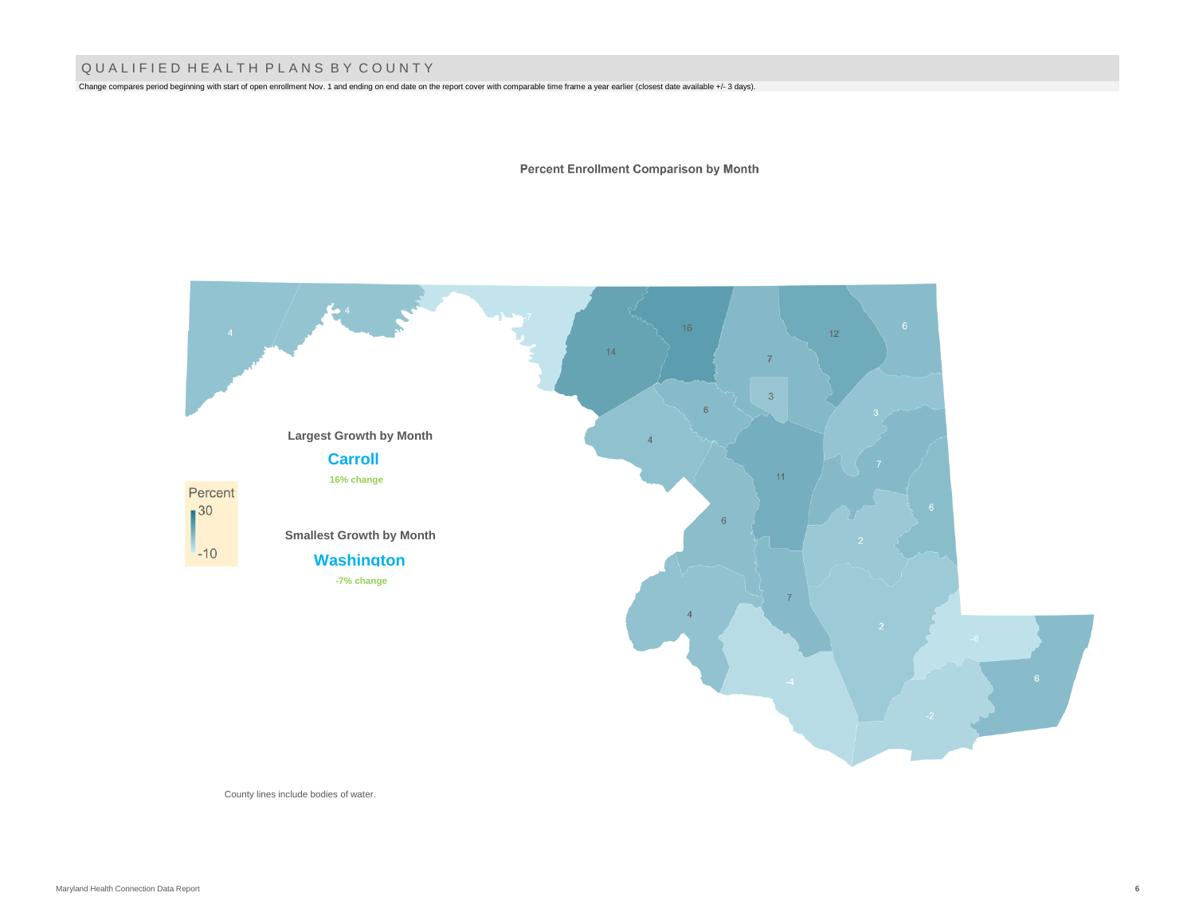# QUALIFIED HEALTH PLANS BY COUNTY

Change compares period beginning with start of open enrollment Nov. 1 and ending on end date on the report cover with comparable time frame a year earlier (closest date available +/- 3 days).

**Percent Enrollment Comparison by Month**

**Largest Growth by Month**

**Carroll**

**16% change**

**Smallest Growth by Month**

**Washington**

**-7% change**

Percent
30
-10

4 4 -7 14 16 7 12 6 3 6 4 3 11 7 6 6 2 4 7 2 -6 -4 -2 6

County lines include bodies of water.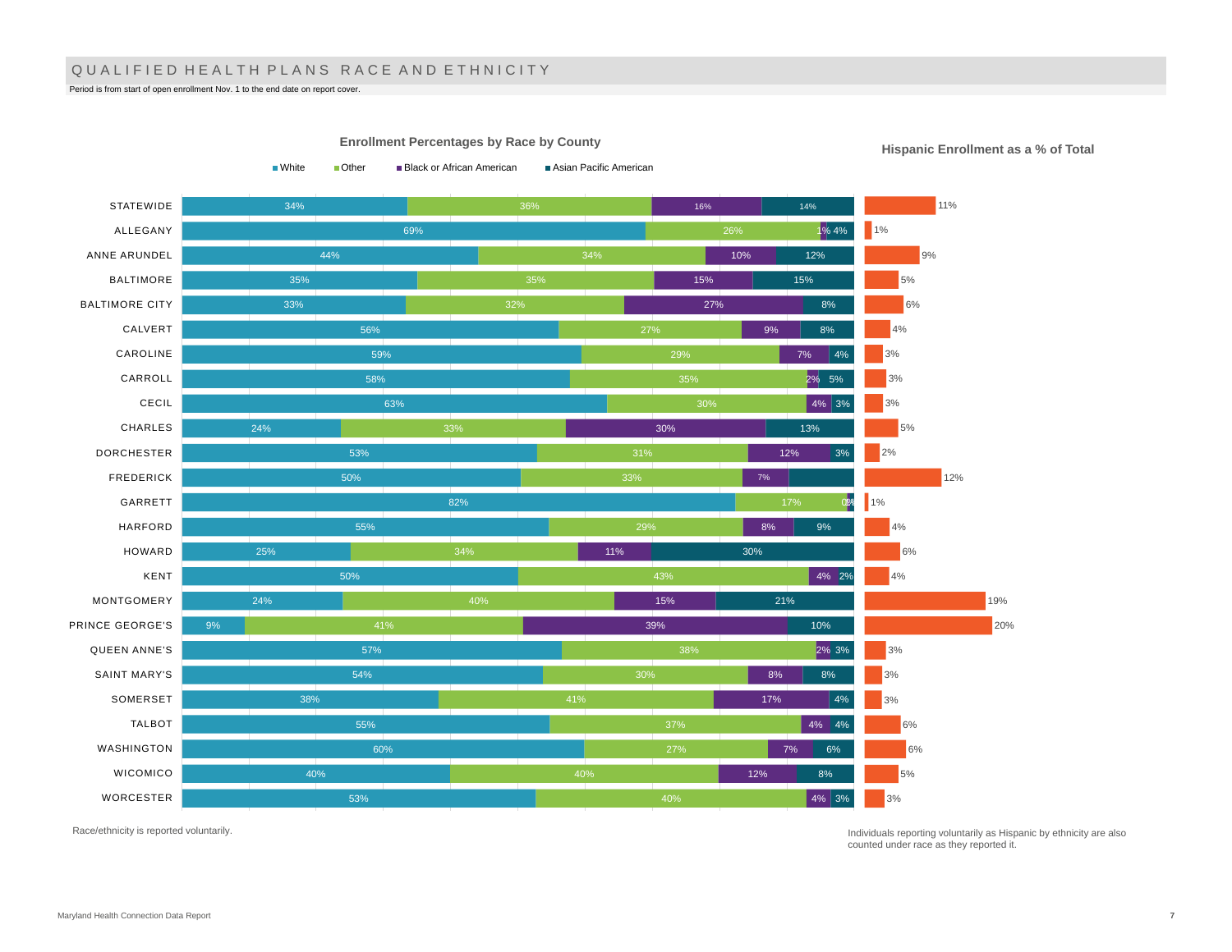# QUALIFIED HEALTH PLANS RACE AND ETHNICITY

Period is from start of open enrollment Nov. 1 to the end date on report cover.

## Enrollment Percentages by Race by County

| County | White | Other | Black or African American | Asian Pacific American | Hispanic Enrollment as a % of Total |
|---|---|---|---|---|---|
| STATEWIDE | 34% | 36% | 16% | 14% | 11% |
| ALLEGANY | 69% | 26% | 1% | 4% | 1% |
| ANNE ARUNDEL | 44% | 34% | 10% | 12% | 9% |
| BALTIMORE | 35% | 35% | 15% | 15% | 5% |
| BALTIMORE CITY | 33% | 32% | 27% | 8% | 6% |
| CALVERT | 56% | 27% | 9% | 8% | 4% |
| CAROLINE | 59% | 29% | 7% | 4% | 3% |
| CARROLL | 58% | 35% | 2% | 5% | 3% |
| CECIL | 63% | 30% | 4% | 3% | 3% |
| CHARLES | 24% | 33% | 30% | 13% | 5% |
| DORCHESTER | 53% | 31% | 12% | 3% | 2% |
| FREDERICK | 50% | 33% | 7% | | 12% |
| GARRETT | 82% | 17% | 0% | 1% | 1% |
| HARFORD | 55% | 29% | 8% | 9% | 4% |
| HOWARD | 25% | 34% | 11% | 30% | 6% |
| KENT | 50% | 43% | 4% | 2% | 4% |
| MONTGOMERY | 24% | 40% | 15% | 21% | 19% |
| PRINCE GEORGE'S | 9% | 41% | 39% | 10% | 20% |
| QUEEN ANNE'S | 57% | 38% | 2% | 3% | 3% |
| SAINT MARY'S | 54% | 30% | 8% | 8% | 3% |
| SOMERSET | 38% | 41% | 17% | 4% | 3% |
| TALBOT | 55% | 37% | 4% | 4% | 6% |
| WASHINGTON | 60% | 27% | 7% | 6% | 6% |
| WICOMICO | 40% | 40% | 12% | 8% | 5% |
| WORCESTER | 53% | 40% | 4% | 3% | 3% |

Race/ethnicity is reported voluntarily.

Individuals reporting voluntarily as Hispanic by ethnicity are also counted under race as they reported it.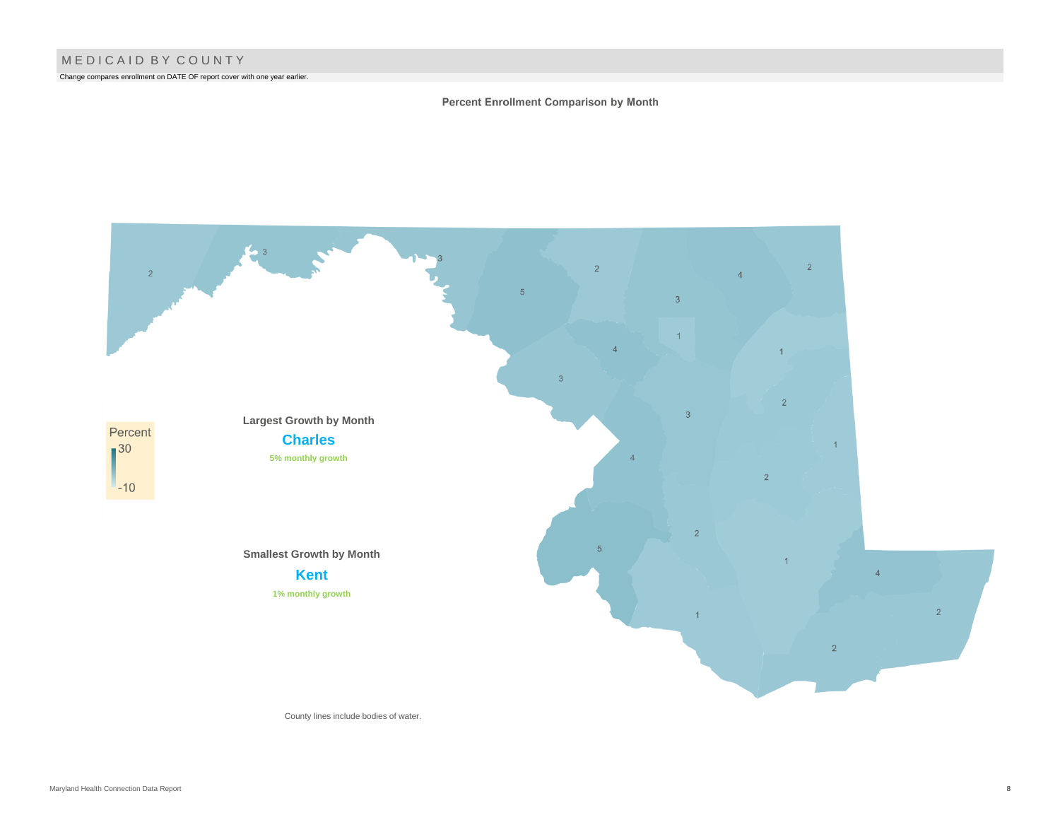# MEDICAID BY COUNTY

Change compares enrollment on DATE OF report cover with one year earlier.

**Percent Enrollment Comparison by Month**

Percent
30
-10

**Largest Growth by Month**

**Charles**

**5% monthly growth**

**Smallest Growth by Month**

**Kent**

**1% monthly growth**

County lines include bodies of water.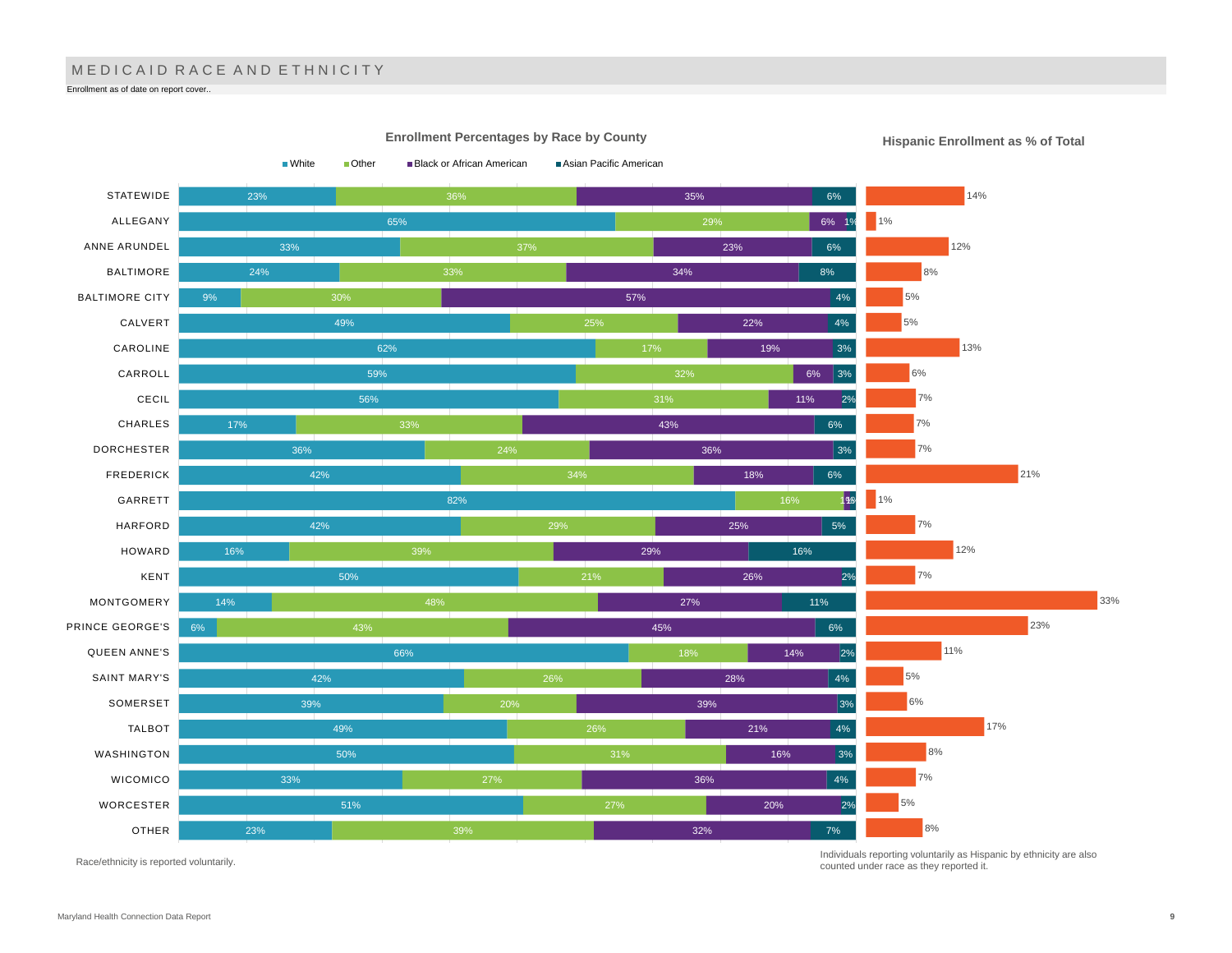# MEDICAID RACE AND ETHNICITY

Enrollment as of date on report cover..

## Enrollment Percentages by Race by County

| County | White | Other | Black or African American | Asian Pacific American | Hispanic Enrollment as % of Total |
|---|---|---|---|---|---|
| STATEWIDE | 23% | 36% | 35% | 6% | 14% |
| ALLEGANY | 65% | 29% | 6% | 1% | 1% |
| ANNE ARUNDEL | 33% | 37% | 23% | 6% | 12% |
| BALTIMORE | 24% | 33% | 34% | 8% | 8% |
| BALTIMORE CITY | 9% | 30% | 57% | 4% | 5% |
| CALVERT | 49% | 25% | 22% | 4% | 5% |
| CAROLINE | 62% | 17% | 19% | 3% | 13% |
| CARROLL | 59% | 32% | 6% | 3% | 6% |
| CECIL | 56% | 31% | 11% | 2% | 7% |
| CHARLES | 17% | 33% | 43% | 6% | 7% |
| DORCHESTER | 36% | 24% | 36% | 3% | 7% |
| FREDERICK | 42% | 34% | 18% | 6% | 21% |
| GARRETT | 82% | 16% | 1% | 1% | 1% |
| HARFORD | 42% | 29% | 25% | 5% | 7% |
| HOWARD | 16% | 39% | 29% | 16% | 12% |
| KENT | 50% | 21% | 26% | 2% | 7% |
| MONTGOMERY | 14% | 48% | 27% | 11% | 33% |
| PRINCE GEORGE'S | 6% | 43% | 45% | 6% | 23% |
| QUEEN ANNE'S | 66% | 18% | 14% | 2% | 11% |
| SAINT MARY'S | 42% | 26% | 28% | 4% | 5% |
| SOMERSET | 39% | 20% | 39% | 3% | 6% |
| TALBOT | 49% | 26% | 21% | 4% | 17% |
| WASHINGTON | 50% | 31% | 16% | 3% | 8% |
| WICOMICO | 33% | 27% | 36% | 4% | 7% |
| WORCESTER | 51% | 27% | 20% | 2% | 5% |
| OTHER | 23% | 39% | 32% | 7% | 8% |

Race/ethnicity is reported voluntarily.

Individuals reporting voluntarily as Hispanic by ethnicity are also counted under race as they reported it.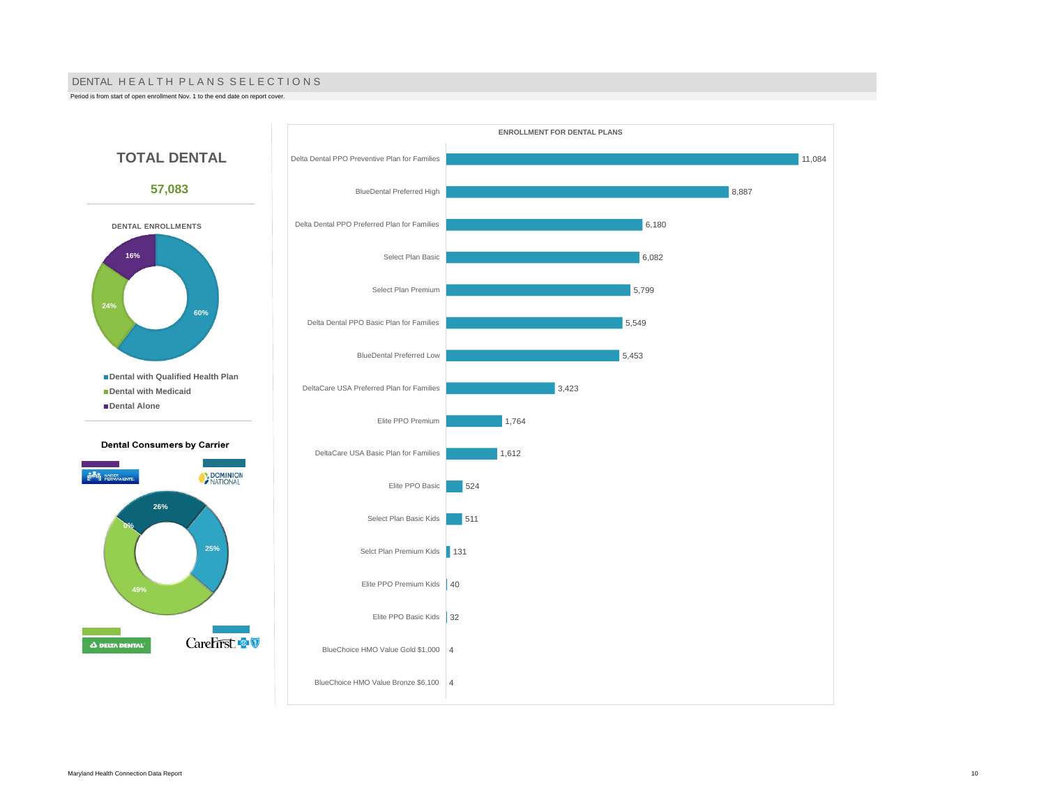# DENTAL HEALTH PLANS SELECTIONS

Period is from start of open enrollment Nov. 1 to the end date on report cover.

## TOTAL DENTAL

**57,083**

### DENTAL ENROLLMENTS

| Category | Share |
|---|---|
| Dental with Qualified Health Plan | 60% |
| Dental with Medicaid | 24% |
| Dental Alone | 16% |

### Dental Consumers by Carrier

| Carrier | Share |
|---|---|
| Kaiser Permanente | 0% |
| Dominion National | 26% |
| Delta Dental | 49% |
| CareFirst | 25% |

### ENROLLMENT FOR DENTAL PLANS

| Plan | Enrollment |
|---|---|
| Delta Dental PPO Preventive Plan for Families | 11,084 |
| BlueDental Preferred High | 8,887 |
| Delta Dental PPO Preferred Plan for Families | 6,180 |
| Select Plan Basic | 6,082 |
| Select Plan Premium | 5,799 |
| Delta Dental PPO Basic Plan for Families | 5,549 |
| BlueDental Preferred Low | 5,453 |
| DeltaCare USA Preferred Plan for Families | 3,423 |
| Elite PPO Premium | 1,764 |
| DeltaCare USA Basic Plan for Families | 1,612 |
| Elite PPO Basic | 524 |
| Select Plan Basic Kids | 511 |
| Selct Plan Premium Kids | 131 |
| Elite PPO Premium Kids | 40 |
| Elite PPO Basic Kids | 32 |
| BlueChoice HMO Value Gold $1,000 | 4 |
| BlueChoice HMO Value Bronze $6,100 | 4 |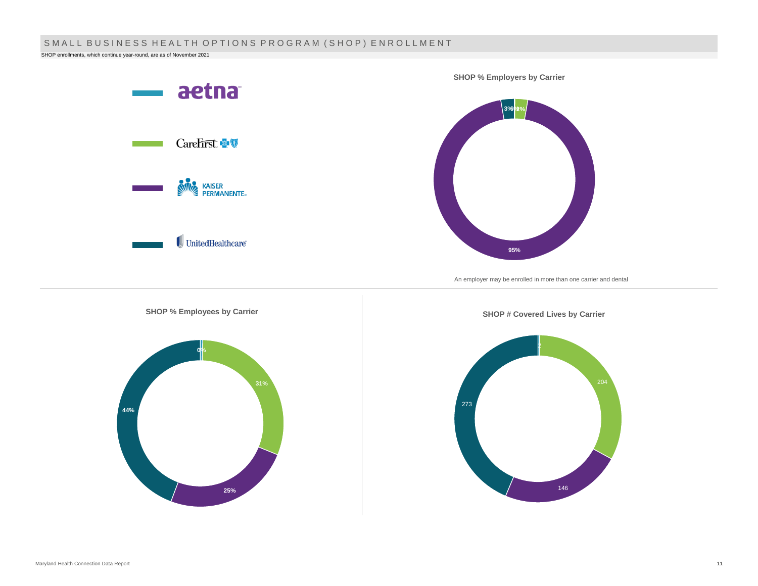# SMALL BUSINESS HEALTH OPTIONS PROGRAM (SHOP) ENROLLMENT

SHOP enrollments, which continue year-round, are as of November 2021

Legend: aetna, CareFirst, Kaiser Permanente, UnitedHealthcare

**SHOP % Employers by Carrier**

| Carrier | % Employers |
|---|---|
| Aetna | 0% |
| CareFirst | 2% |
| Kaiser Permanente | 95% |
| UnitedHealthcare | 3% |

An employer may be enrolled in more than one carrier and dental

**SHOP % Employees by Carrier**

| Carrier | % Employees |
|---|---|
| Aetna | 0% |
| CareFirst | 31% |
| Kaiser Permanente | 25% |
| UnitedHealthcare | 44% |

**SHOP # Covered Lives by Carrier**

| Carrier | # Covered Lives |
|---|---|
| Aetna | 2 |
| CareFirst | 204 |
| Kaiser Permanente | 146 |
| UnitedHealthcare | 273 |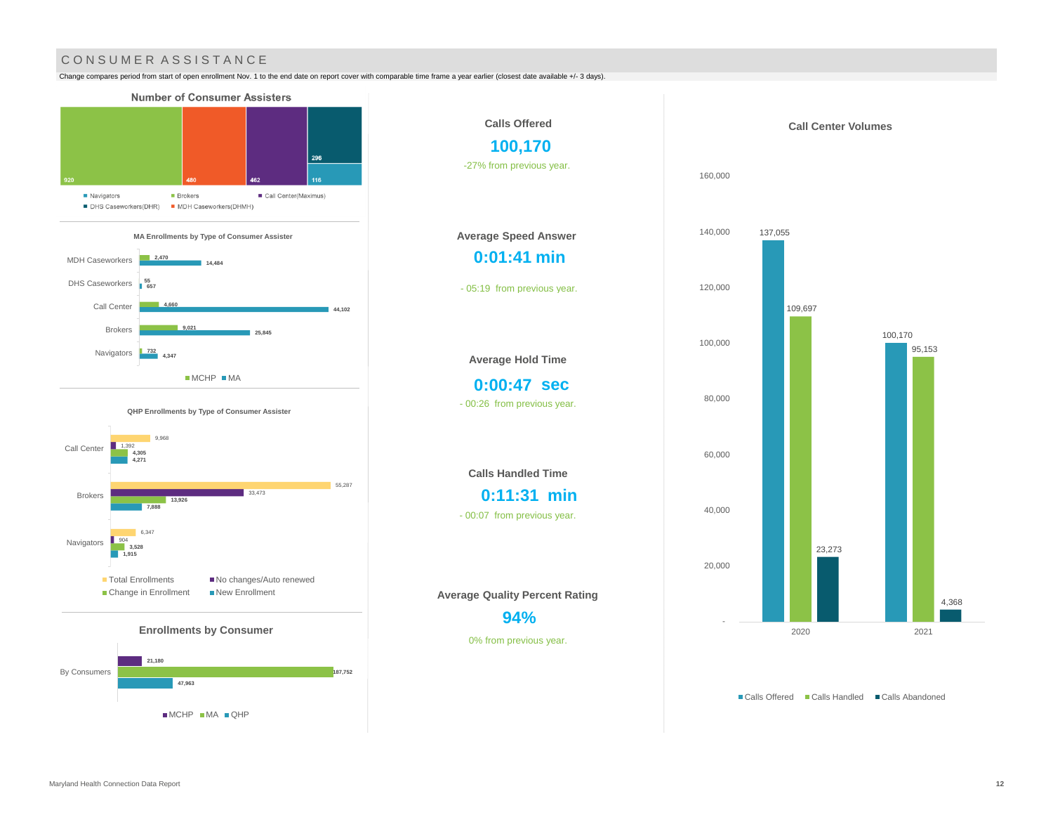## CONSUMER ASSISTANCE

Change compares period from start of open enrollment Nov. 1 to the end date on report cover with comparable time frame a year earlier (closest date available +/- 3 days).

### Number of Consumer Assisters

| Type | Number |
|---|---|
| Brokers | 920 |
| MDH Caseworkers(DHMH) | 480 |
| Call Center(Maximus) | 462 |
| DHS Caseworkers(DHR) | 296 |
| Navigators | 116 |

### MA Enrollments by Type of Consumer Assister

| Type | MCHP | MA |
|---|---|---|
| MDH Caseworkers | 2,470 | 14,484 |
| DHS Caseworkers | 55 | 657 |
| Call Center | 4,660 | 44,102 |
| Brokers | 9,021 | 25,845 |
| Navigators | 732 | 4,347 |

### QHP Enrollments by Type of Consumer Assister

| Type | Total Enrollments | No changes/Auto renewed | Change in Enrollment | New Enrollment |
|---|---|---|---|---|
| Call Center | 9,968 | 1,392 | 4,305 | 4,271 |
| Brokers | 55,287 | 33,473 | 13,926 | 7,888 |
| Navigators | 6,347 | 904 | 3,528 | 1,915 |

### Enrollments by Consumer

| | MCHP | MA | QHP |
|---|---|---|---|
| By Consumers | 21,180 | 187,752 | 47,963 |

**Calls Offered**

**100,170**

-27% from previous year.

**Average Speed Answer**

**0:01:41 min**

- 05:19 from previous year.

**Average Hold Time**

**0:00:47 sec**

- 00:26 from previous year.

**Calls Handled Time**

**0:11:31 min**

- 00:07 from previous year.

**Average Quality Percent Rating**

**94%**

0% from previous year.

### Call Center Volumes

| Year | Calls Offered | Calls Handled | Calls Abandoned |
|---|---|---|---|
| 2020 | 137,055 | 109,697 | 23,273 |
| 2021 | 100,170 | 95,153 | 4,368 |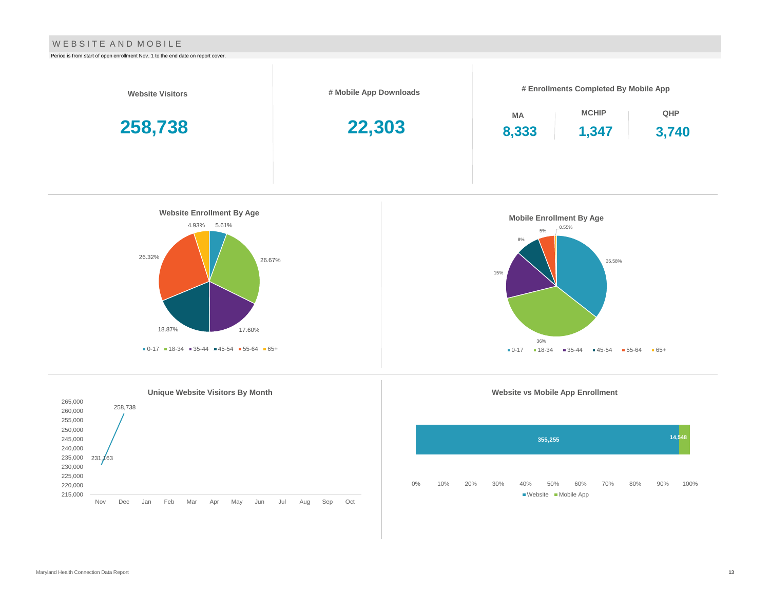# WEBSITE AND MOBILE

Period is from start of open enrollment Nov. 1 to the end date on report cover.

**Website Visitors**

**258,738**

**# Mobile App Downloads**

**22,303**

**# Enrollments Completed By Mobile App**

| MA | MCHIP | QHP |
| --- | --- | --- |
| 8,333 | 1,347 | 3,740 |

**Website Enrollment By Age**

4.93%
5.61%
26.67%
17.60%
18.87%
26.32%

0-17 18-34 35-44 45-54 55-64 65+

**Mobile Enrollment By Age**

0.55%
5%
8%
15%
35.58%
36%

0-17 18-34 35-44 45-54 55-64 65+

**Unique Website Visitors By Month**

265,000
260,000
255,000
250,000
245,000
240,000
235,000
230,000
225,000
220,000
215,000

258,738
231,163

Nov Dec Jan Feb Mar Apr May Jun Jul Aug Sep Oct

**Website vs Mobile App Enrollment**

355,255
14,548

0% 10% 20% 30% 40% 50% 60% 70% 80% 90% 100%

Website Mobile App